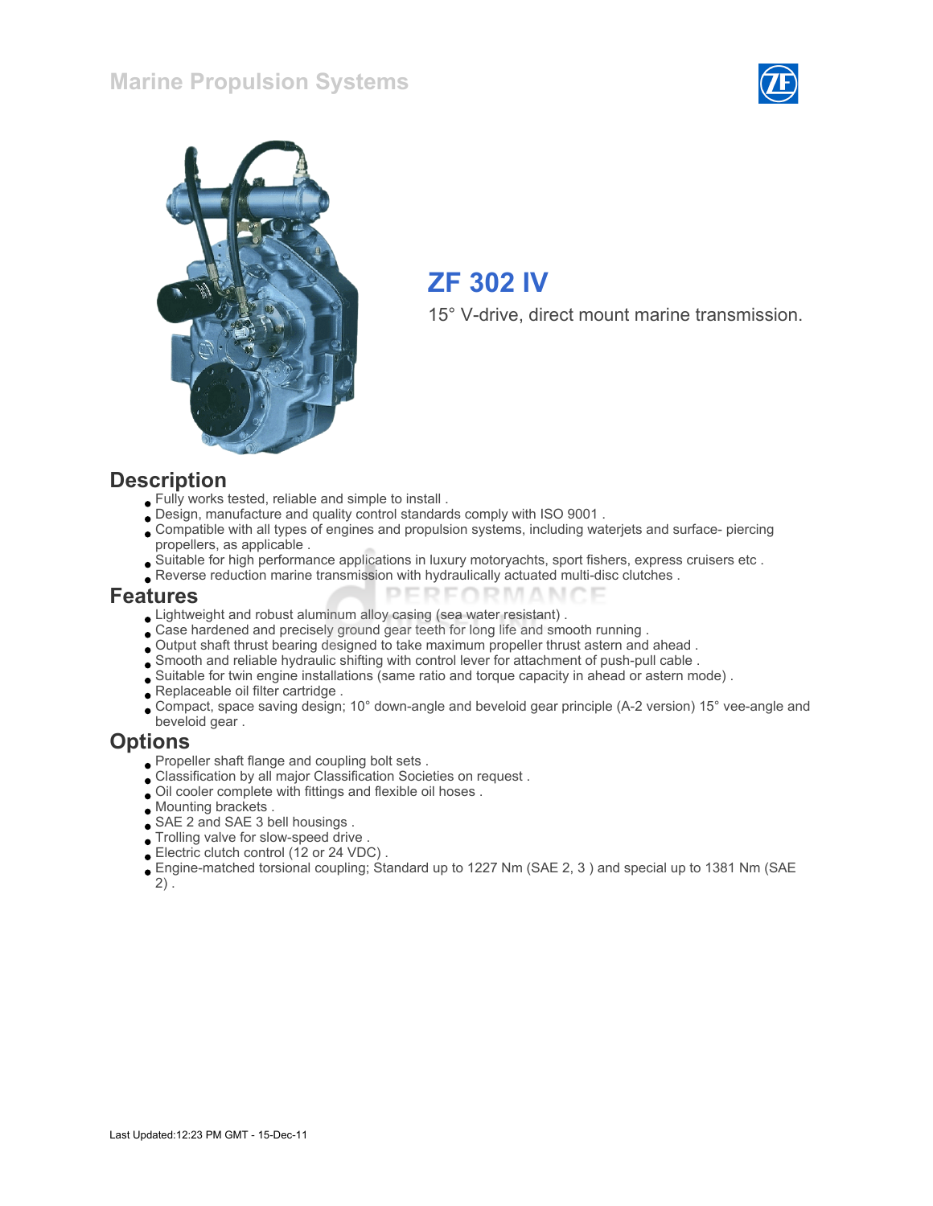Marine Propulsion Systems

# ZF 302 IV

15° V-drive, direct mount marine transmission.

## Description

- Fully works tested, reliable and simple to install .
- Design, manufacture and quality control standards comply with ISO 9001 .
- Compatible with all types of engines and propulsion systems, including waterjets and surface- piercing propellers, as applicable .
- Suitable for high performance applications in luxury motoryachts, sport fishers, express cruisers etc .
- Reverse reduction marine transmission with hydraulically actuated multi-disc clutches .

## Features

- Lightweight and robust aluminum alloy casing (sea water resistant) .
- Case hardened and precisely ground gear teeth for long life and smooth running .
- Output shaft thrust bearing designed to take maximum propeller thrust astern and ahead .
- Smooth and reliable hydraulic shifting with control lever for attachment of push-pull cable .
- Suitable for twin engine installations (same ratio and torque capacity in ahead or astern mode) .
- Replaceable oil filter cartridge .
- Compact, space saving design; 10° down-angle and beveloid gear principle (A-2 version) 15° vee-angle and beveloid gear .

## Options

- Propeller shaft flange and coupling bolt sets .
- Classification by all major Classification Societies on request .
- Oil cooler complete with fittings and flexible oil hoses .
- Mounting brackets .
- SAE 2 and SAE 3 bell housings .
- Trolling valve for slow-speed drive .
- Electric clutch control (12 or 24 VDC) .
- Engine-matched torsional coupling; Standard up to 1227 Nm (SAE 2, 3 ) and special up to 1381 Nm (SAE 2) .

Last Updated:12:23 PM GMT - 15-Dec-11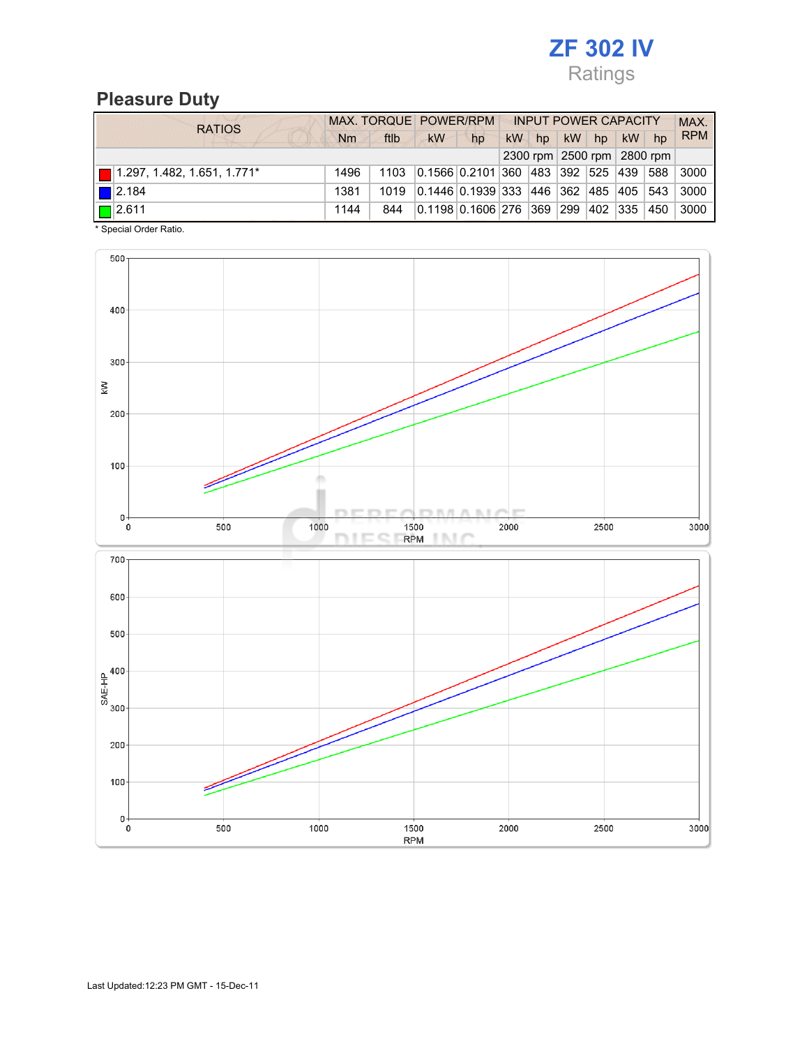# ZF 302 IV

Ratings

## Pleasure Duty

| RATIOS | MAX. TORQUE | | POWER/RPM | | INPUT POWER CAPACITY | | | | | | MAX. RPM |
|---|---|---|---|---|---|---|---|---|---|---|---|
| | Nm | ftlb | kW | hp | kW | hp | kW | hp | kW | hp | |
| | | | | | 2300 rpm | | 2500 rpm | | 2800 rpm | | |
| 1.297, 1.482, 1.651, 1.771* | 1496 | 1103 | 0.1566 | 0.2101 | 360 | 483 | 392 | 525 | 439 | 588 | 3000 |
| 2.184 | 1381 | 1019 | 0.1446 | 0.1939 | 333 | 446 | 362 | 485 | 405 | 543 | 3000 |
| 2.611 | 1144 | 844 | 0.1198 | 0.1606 | 276 | 369 | 299 | 402 | 335 | 450 | 3000 |

\* Special Order Ratio.

Last Updated:12:23 PM GMT - 15-Dec-11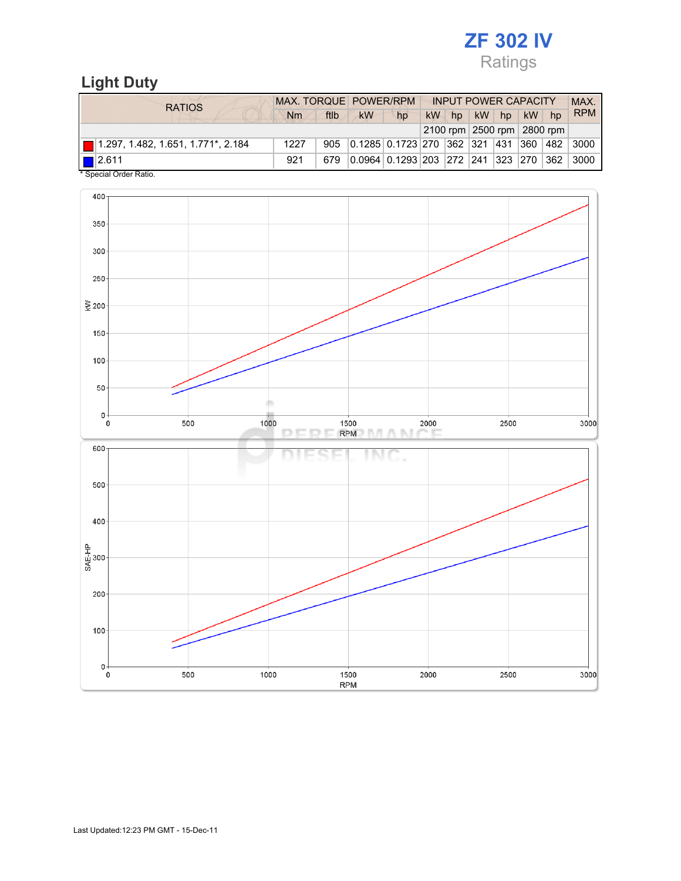# ZF 302 IV

Ratings

## Light Duty

| RATIOS | MAX. TORQUE | | POWER/RPM | | INPUT POWER CAPACITY | | | | | | MAX. RPM |
|---|---|---|---|---|---|---|---|---|---|---|---|
| | Nm | ftlb | kW | hp | kW | hp | kW | hp | kW | hp | |
| | | | | | 2100 rpm | | 2500 rpm | | 2800 rpm | | |
| 1.297, 1.482, 1.651, 1.771*, 2.184 | 1227 | 905 | 0.1285 | 0.1723 | 270 | 362 | 321 | 431 | 360 | 482 | 3000 |
| 2.611 | 921 | 679 | 0.0964 | 0.1293 | 203 | 272 | 241 | 323 | 270 | 362 | 3000 |

* Special Order Ratio.

Last Updated:12:23 PM GMT - 15-Dec-11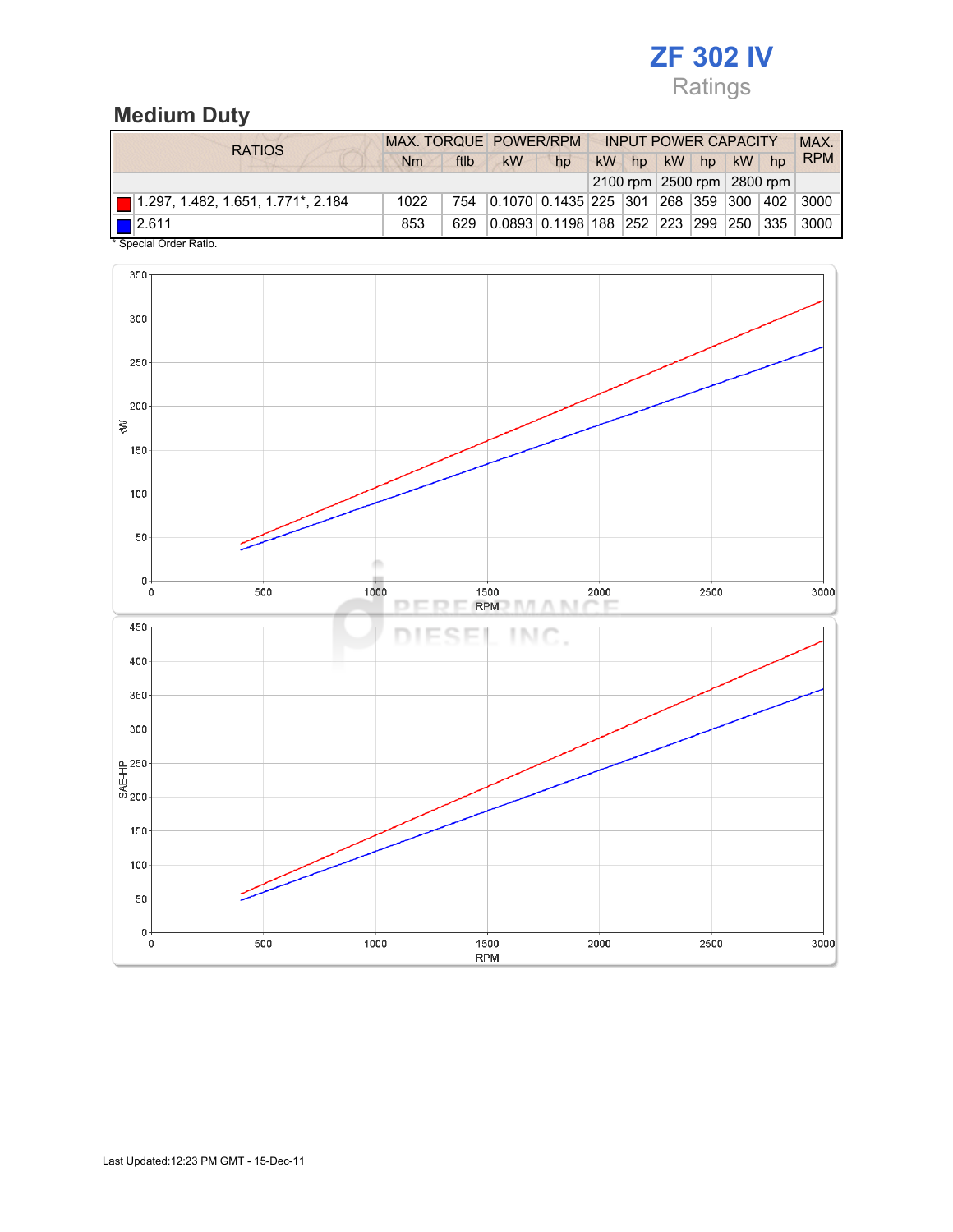# ZF 302 IV

Ratings

## Medium Duty

| RATIOS | MAX. TORQUE | | POWER/RPM | | INPUT POWER CAPACITY | | | | | | MAX. RPM |
|---|---|---|---|---|---|---|---|---|---|---|---|
| | Nm | ftlb | kW | hp | kW | hp | kW | hp | kW | hp | |
| | | | | | 2100 rpm | | 2500 rpm | | 2800 rpm | | |
| 1.297, 1.482, 1.651, 1.771*, 2.184 | 1022 | 754 | 0.1070 | 0.1435 | 225 | 301 | 268 | 359 | 300 | 402 | 3000 |
| 2.611 | 853 | 629 | 0.0893 | 0.1198 | 188 | 252 | 223 | 299 | 250 | 335 | 3000 |

* Special Order Ratio.

Last Updated:12:23 PM GMT - 15-Dec-11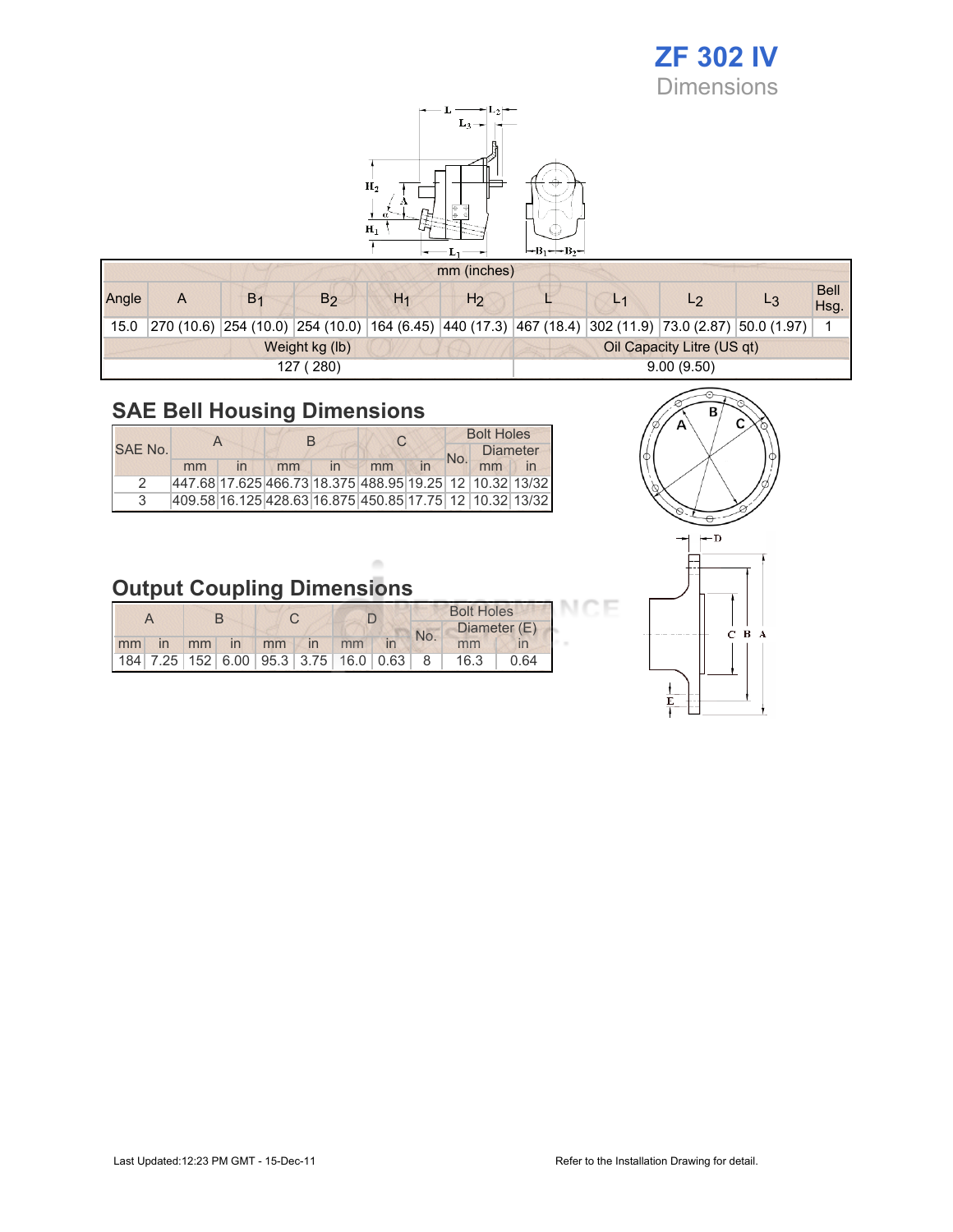# ZF 302 IV
## Dimensions

| mm (inches) | | | | | | | | | | |
|---|---|---|---|---|---|---|---|---|---|---|
| Angle | A | $B_1$ | $B_2$ | $H_1$ | $H_2$ | L | $L_1$ | $L_2$ | $L_3$ | Bell Hsg. |
| 15.0 | 270 (10.6) | 254 (10.0) | 254 (10.0) | 164 (6.45) | 440 (17.3) | 467 (18.4) | 302 (11.9) | 73.0 (2.87) | 50.0 (1.97) | 1 |

| Weight kg (lb) | Oil Capacity Litre (US qt) |
|---|---|
| 127 ( 280) | 9.00 (9.50) |

## SAE Bell Housing Dimensions

| SAE No. | A | | B | | C | | Bolt Holes | | |
|---|---|---|---|---|---|---|---|---|---|
| | | | | | | | No. | Diameter | |
| | mm | in | mm | in | mm | in | | mm | in |
| 2 | 447.68 | 17.625 | 466.73 | 18.375 | 488.95 | 19.25 | 12 | 10.32 | 13/32 |
| 3 | 409.58 | 16.125 | 428.63 | 16.875 | 450.85 | 17.75 | 12 | 10.32 | 13/32 |

## Output Coupling Dimensions

| A | | B | | C | | D | | Bolt Holes | | |
|---|---|---|---|---|---|---|---|---|---|---|
| | | | | | | | | No. | Diameter (E) | |
| mm | in | mm | in | mm | in | mm | in | | mm | in |
| 184 | 7.25 | 152 | 6.00 | 95.3 | 3.75 | 16.0 | 0.63 | 8 | 16.3 | 0.64 |

Last Updated:12:23 PM GMT - 15-Dec-11

Refer to the Installation Drawing for detail.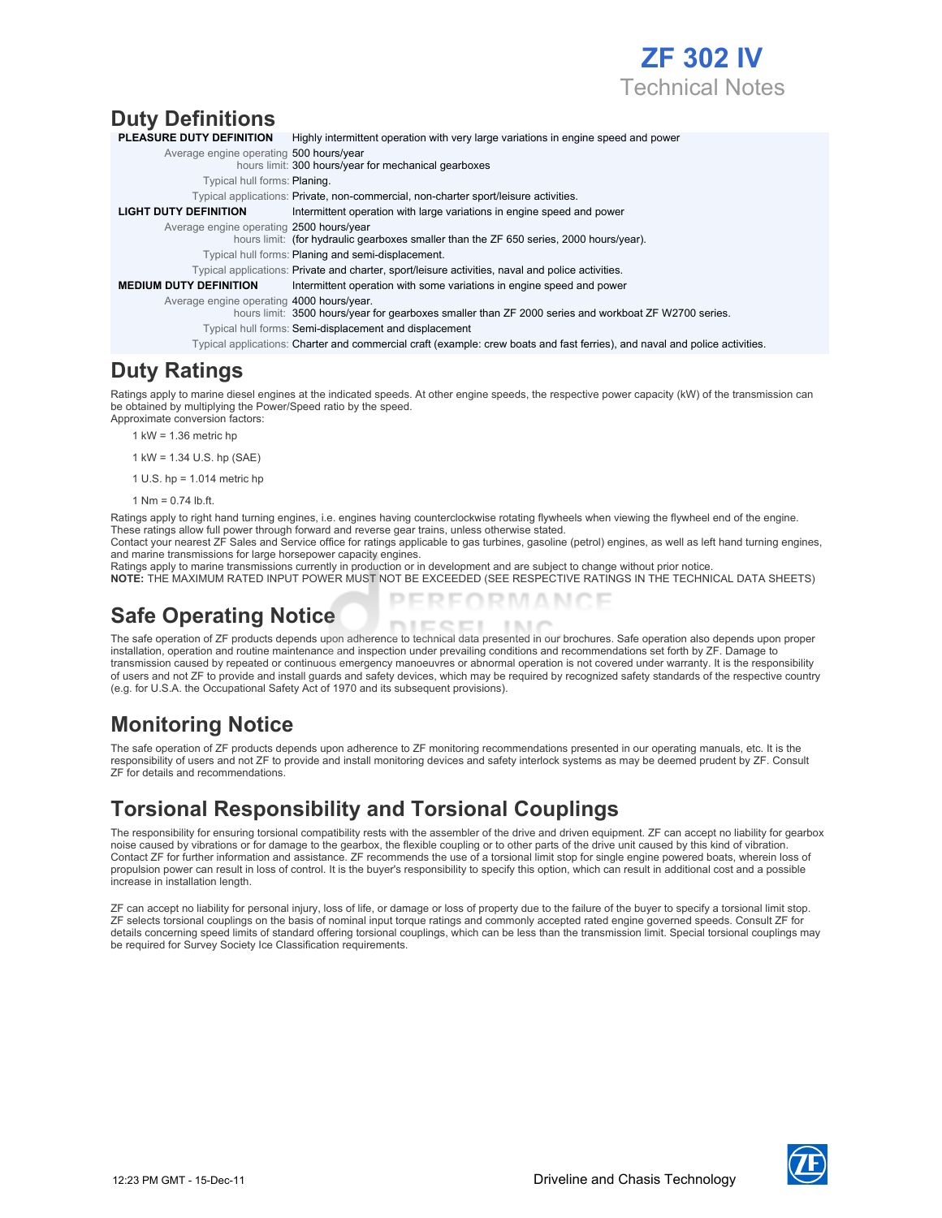# ZF 302 IV

Technical Notes

## Duty Definitions

| | |
|---|---|
| **PLEASURE DUTY DEFINITION** | Highly intermittent operation with very large variations in engine speed and power |
| Average engine operating hours limit: | 500 hours/year<br>300 hours/year for mechanical gearboxes |
| Typical hull forms: | Planing. |
| Typical applications: | Private, non-commercial, non-charter sport/leisure activities. |
| **LIGHT DUTY DEFINITION** | Intermittent operation with large variations in engine speed and power |
| Average engine operating hours limit: | 2500 hours/year<br>(for hydraulic gearboxes smaller than the ZF 650 series, 2000 hours/year). |
| Typical hull forms: | Planing and semi-displacement. |
| Typical applications: | Private and charter, sport/leisure activities, naval and police activities. |
| **MEDIUM DUTY DEFINITION** | Intermittent operation with some variations in engine speed and power |
| Average engine operating hours limit: | 4000 hours/year.<br>3500 hours/year for gearboxes smaller than ZF 2000 series and workboat ZF W2700 series. |
| Typical hull forms: | Semi-displacement and displacement |
| Typical applications: | Charter and commercial craft (example: crew boats and fast ferries), and naval and police activities. |

## Duty Ratings

Ratings apply to marine diesel engines at the indicated speeds. At other engine speeds, the respective power capacity (kW) of the transmission can be obtained by multiplying the Power/Speed ratio by the speed.
Approximate conversion factors:

1 kW = 1.36 metric hp

1 kW = 1.34 U.S. hp (SAE)

1 U.S. hp = 1.014 metric hp

1 Nm = 0.74 lb.ft.

Ratings apply to right hand turning engines, i.e. engines having counterclockwise rotating flywheels when viewing the flywheel end of the engine.
These ratings allow full power through forward and reverse gear trains, unless otherwise stated.
Contact your nearest ZF Sales and Service office for ratings applicable to gas turbines, gasoline (petrol) engines, as well as left hand turning engines, and marine transmissions for large horsepower capacity engines.
Ratings apply to marine transmissions currently in production or in development and are subject to change without prior notice.
**NOTE:** THE MAXIMUM RATED INPUT POWER MUST NOT BE EXCEEDED (SEE RESPECTIVE RATINGS IN THE TECHNICAL DATA SHEETS)

## Safe Operating Notice

The safe operation of ZF products depends upon adherence to technical data presented in our brochures. Safe operation also depends upon proper installation, operation and routine maintenance and inspection under prevailing conditions and recommendations set forth by ZF. Damage to transmission caused by repeated or continuous emergency manoeuvres or abnormal operation is not covered under warranty. It is the responsibility of users and not ZF to provide and install guards and safety devices, which may be required by recognized safety standards of the respective country (e.g. for U.S.A. the Occupational Safety Act of 1970 and its subsequent provisions).

## Monitoring Notice

The safe operation of ZF products depends upon adherence to ZF monitoring recommendations presented in our operating manuals, etc. It is the responsibility of users and not ZF to provide and install monitoring devices and safety interlock systems as may be deemed prudent by ZF. Consult ZF for details and recommendations.

## Torsional Responsibility and Torsional Couplings

The responsibility for ensuring torsional compatibility rests with the assembler of the drive and driven equipment. ZF can accept no liability for gearbox noise caused by vibrations or for damage to the gearbox, the flexible coupling or to other parts of the drive unit caused by this kind of vibration. Contact ZF for further information and assistance. ZF recommends the use of a torsional limit stop for single engine powered boats, wherein loss of propulsion power can result in loss of control. It is the buyer's responsibility to specify this option, which can result in additional cost and a possible increase in installation length.

ZF can accept no liability for personal injury, loss of life, or damage or loss of property due to the failure of the buyer to specify a torsional limit stop. ZF selects torsional couplings on the basis of nominal input torque ratings and commonly accepted rated engine governed speeds. Consult ZF for details concerning speed limits of standard offering torsional couplings, which can be less than the transmission limit. Special torsional couplings may be required for Survey Society Ice Classification requirements.